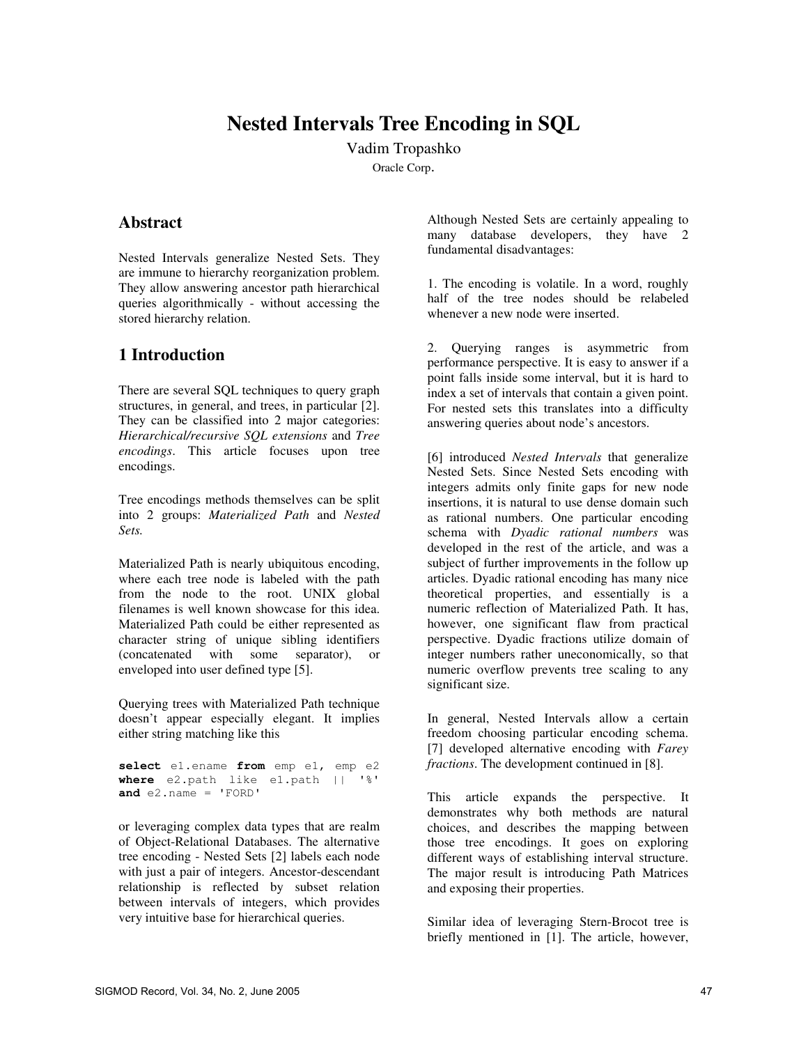# Nested Intervals Tree Encoding in SQL

Vadim Tropashko

Oracle Corp.

## Abstract

Nested Intervals generalize Nested Sets. They are immune to hierarchy reorganization problem. They allow answering ancestor path hierarchical queries algorithmically - without accessing the stored hierarchy relation.

## 1 Introduction

There are several SQL techniques to query graph structures, in general, and trees, in particular [2]. They can be classified into 2 major categories: *Hierarchical/recursive SQL extensions* and *Tree encodings*. This article focuses upon tree encodings.

Tree encodings methods themselves can be split into 2 groups: *Materialized Path* and *Nested Sets.*

Materialized Path is nearly ubiquitous encoding, where each tree node is labeled with the path from the node to the root. UNIX global filenames is well known showcase for this idea. Materialized Path could be either represented as character string of unique sibling identifiers (concatenated with some separator), or enveloped into user defined type [5].

Querying trees with Materialized Path technique doesn't appear especially elegant. It implies either string matching like this

```
select e1.ename from emp e1, emp e2
where e2.path like e1.path || '%'
and e2.name = 'FORD'
```

or leveraging complex data types that are realm of Object-Relational Databases. The alternative tree encoding - Nested Sets [2] labels each node with just a pair of integers. Ancestor-descendant relationship is reflected by subset relation between intervals of integers, which provides very intuitive base for hierarchical queries.

Although Nested Sets are certainly appealing to many database developers, they have 2 fundamental disadvantages:

1. The encoding is volatile. In a word, roughly half of the tree nodes should be relabeled whenever a new node were inserted.

2. Querying ranges is asymmetric from performance perspective. It is easy to answer if a point falls inside some interval, but it is hard to index a set of intervals that contain a given point. For nested sets this translates into a difficulty answering queries about node's ancestors.

[6] introduced *Nested Intervals* that generalize Nested Sets. Since Nested Sets encoding with integers admits only finite gaps for new node insertions, it is natural to use dense domain such as rational numbers. One particular encoding schema with *Dyadic rational numbers* was developed in the rest of the article, and was a subject of further improvements in the follow up articles. Dyadic rational encoding has many nice theoretical properties, and essentially is a numeric reflection of Materialized Path. It has, however, one significant flaw from practical perspective. Dyadic fractions utilize domain of integer numbers rather uneconomically, so that numeric overflow prevents tree scaling to any significant size.

In general, Nested Intervals allow a certain freedom choosing particular encoding schema. [7] developed alternative encoding with *Farey fractions*. The development continued in [8].

This article expands the perspective. It demonstrates why both methods are natural choices, and describes the mapping between those tree encodings. It goes on exploring different ways of establishing interval structure. The major result is introducing Path Matrices and exposing their properties.

Similar idea of leveraging Stern-Brocot tree is briefly mentioned in [1]. The article, however,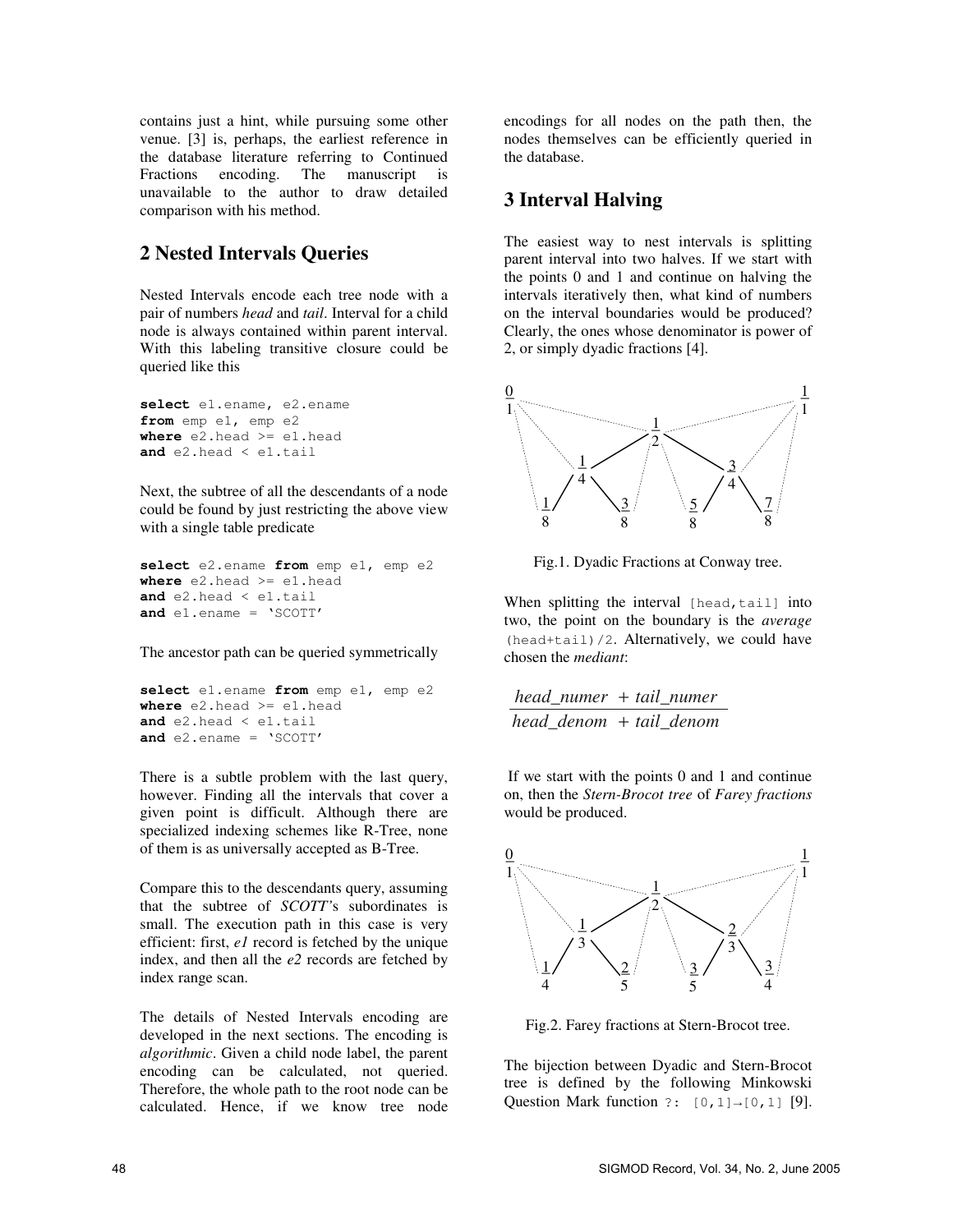contains just a hint, while pursuing some other venue. [3] is, perhaps, the earliest reference in the database literature referring to Continued Fractions encoding. The manuscript is unavailable to the author to draw detailed comparison with his method.

## 2 Nested Intervals Queries

Nested Intervals encode each tree node with a pair of numbers *head* and *tail*. Interval for a child node is always contained within parent interval. With this labeling transitive closure could be queried like this

```
select e1.ename, e2.ename
from emp e1, emp e2
where e2.head >= e1.head
and e2.head < e1.tail
```

Next, the subtree of all the descendants of a node could be found by just restricting the above view with a single table predicate

```
select e2.ename from emp e1, emp e2
where e2.head >= e1.head
and e2.head < e1.tail
and e1.ename = 'SCOTT'
```

The ancestor path can be queried symmetrically

```
select e1.ename from emp e1, emp e2
where e2.head >= e1.head
and e2.head < e1.tail
and e2.ename = 'SCOTT'
```

There is a subtle problem with the last query, however. Finding all the intervals that cover a given point is difficult. Although there are specialized indexing schemes like R-Tree, none of them is as universally accepted as B-Tree.

Compare this to the descendants query, assuming that the subtree of *SCOTT*'s subordinates is small. The execution path in this case is very efficient: first, *e1* record is fetched by the unique index, and then all the *e2* records are fetched by index range scan.

The details of Nested Intervals encoding are developed in the next sections. The encoding is *algorithmic*. Given a child node label, the parent encoding can be calculated, not queried. Therefore, the whole path to the root node can be calculated. Hence, if we know tree node encodings for all nodes on the path then, the nodes themselves can be efficiently queried in the database.

## 3 Interval Halving

The easiest way to nest intervals is splitting parent interval into two halves. If we start with the points 0 and 1 and continue on halving the intervals iteratively then, what kind of numbers on the interval boundaries would be produced? Clearly, the ones whose denominator is power of 2, or simply dyadic fractions [4].

Fig.1. Dyadic Fractions at Conway tree.

When splitting the interval `[head,tail]` into two, the point on the boundary is the *average* `(head+tail)/2`. Alternatively, we could have chosen the *mediant*:

$$\frac{head\_numer + tail\_numer}{head\_denom + tail\_denom}$$

If we start with the points 0 and 1 and continue on, then the *Stern-Brocot tree* of *Farey fractions* would be produced.

Fig.2. Farey fractions at Stern-Brocot tree.

The bijection between Dyadic and Stern-Brocot tree is defined by the following Minkowski Question Mark function `?: [0,1]→[0,1]` [9].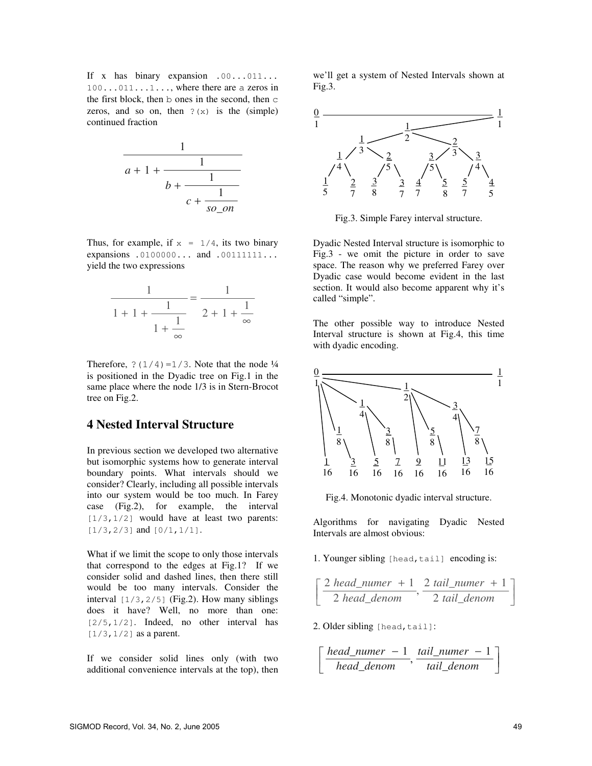If x has binary expansion `.00...011... 100...011...1...`, where there are a zeros in the first block, then b ones in the second, then c zeros, and so on, then `?(x)` is the (simple) continued fraction

$$\cfrac{1}{a+1+\cfrac{1}{b+\cfrac{1}{c+\cfrac{1}{so\_on}}}}$$

Thus, for example, if `x = 1/4`, its two binary expansions `.0100000...` and `.00111111...` yield the two expressions

$$\cfrac{1}{1+1+\cfrac{1}{1+\cfrac{1}{\infty}}} = \cfrac{1}{2+1+\cfrac{1}{\infty}}$$

Therefore, `?(1/4)=1/3`. Note that the node ¼ is positioned in the Dyadic tree on Fig.1 in the same place where the node 1/3 is in Stern-Brocot tree on Fig.2.

## 4 Nested Interval Structure

In previous section we developed two alternative but isomorphic systems how to generate interval boundary points. What intervals should we consider? Clearly, including all possible intervals into our system would be too much. In Farey case (Fig.2), for example, the interval `[1/3,1/2]` would have at least two parents: `[1/3,2/3]` and `[0/1,1/1]`.

What if we limit the scope to only those intervals that correspond to the edges at Fig.1? If we consider solid and dashed lines, then there still would be too many intervals. Consider the interval `[1/3,2/5]` (Fig.2). How many siblings does it have? Well, no more than one: `[2/5,1/2]`. Indeed, no other interval has `[1/3,1/2]` as a parent.

If we consider solid lines only (with two additional convenience intervals at the top), then we'll get a system of Nested Intervals shown at Fig.3.

Fig.3. Simple Farey interval structure.

Dyadic Nested Interval structure is isomorphic to Fig.3 - we omit the picture in order to save space. The reason why we preferred Farey over Dyadic case would become evident in the last section. It would also become apparent why it's called "simple".

The other possible way to introduce Nested Interval structure is shown at Fig.4, this time with dyadic encoding.

Fig.4. Monotonic dyadic interval structure.

Algorithms for navigating Dyadic Nested Intervals are almost obvious:

1. Younger sibling `[head,tail]` encoding is:

$$\left[\frac{2\ head\_numer\ +1}{2\ head\_denom}, \frac{2\ tail\_numer\ +1}{2\ tail\_denom}\right]$$

2. Older sibling `[head,tail]`:

$$\left[\frac{head\_numer\ -1}{head\_denom}, \frac{tail\_numer\ -1}{tail\_denom}\right]$$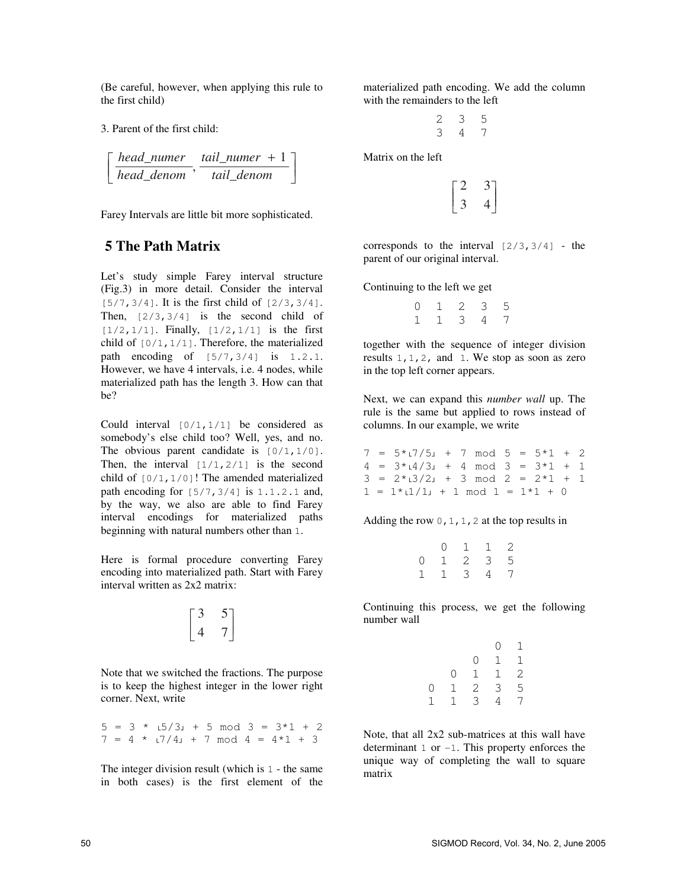(Be careful, however, when applying this rule to the first child)

3. Parent of the first child:

$$\left[ \frac{head\_numer}{head\_denom}, \frac{tail\_numer\ + 1}{tail\_denom} \right]$$

Farey Intervals are little bit more sophisticated.

## 5 The Path Matrix

Let's study simple Farey interval structure (Fig.3) in more detail. Consider the interval `[5/7,3/4]`. It is the first child of `[2/3,3/4]`. Then, `[2/3,3/4]` is the second child of `[1/2,1/1]`. Finally, `[1/2,1/1]` is the first child of `[0/1,1/1]`. Therefore, the materialized path encoding of `[5/7,3/4]` is `1.2.1`. However, we have 4 intervals, i.e. 4 nodes, while materialized path has the length 3. How can that be?

Could interval `[0/1,1/1]` be considered as somebody's else child too? Well, yes, and no. The obvious parent candidate is `[0/1,1/0]`. Then, the interval `[1/1,2/1]` is the second child of `[0/1,1/0]`! The amended materialized path encoding for `[5/7,3/4]` is `1.1.2.1` and, by the way, we also are able to find Farey interval encodings for materialized paths beginning with natural numbers other than `1`.

Here is formal procedure converting Farey encoding into materialized path. Start with Farey interval written as 2x2 matrix:

$$\begin{bmatrix} 3 & 5 \\ 4 & 7 \end{bmatrix}$$

Note that we switched the fractions. The purpose is to keep the highest integer in the lower right corner. Next, write

```
5 = 3 * ⌊5/3⌋ + 5 mod 3 = 3*1 + 2
7 = 4 * ⌊7/4⌋ + 7 mod 4 = 4*1 + 3
```

The integer division result (which is `1` - the same in both cases) is the first element of the materialized path encoding. We add the column with the remainders to the left

```
2  3  5
3  4  7
```

Matrix on the left

$$\begin{bmatrix} 2 & 3 \\ 3 & 4 \end{bmatrix}$$

corresponds to the interval `[2/3,3/4]` - the parent of our original interval.

Continuing to the left we get

```
0  1  2  3  5
1  1  3  4  7
```

together with the sequence of integer division results `1`,`1`,`2`, and `1`. We stop as soon as zero in the top left corner appears.

Next, we can expand this *number wall* up. The rule is the same but applied to rows instead of columns. In our example, we write

```
7 = 5*⌊7/5⌋ + 7 mod 5 = 5*1 + 2
4 = 3*⌊4/3⌋ + 4 mod 3 = 3*1 + 1
3 = 2*⌊3/2⌋ + 3 mod 2 = 2*1 + 1
1 = 1*⌊1/1⌋ + 1 mod 1 = 1*1 + 0
```

Adding the row `0,1,1,2` at the top results in

```
   0  1  1  2
0  1  2  3  5
1  1  3  4  7
```

Continuing this process, we get the following number wall

```
            0  1
         0  1  1
      0  1  1  2
   0  1  2  3  5
   1  1  3  4  7
```

Note, that all 2x2 sub-matrices at this wall have determinant `1` or `-1`. This property enforces the unique way of completing the wall to square matrix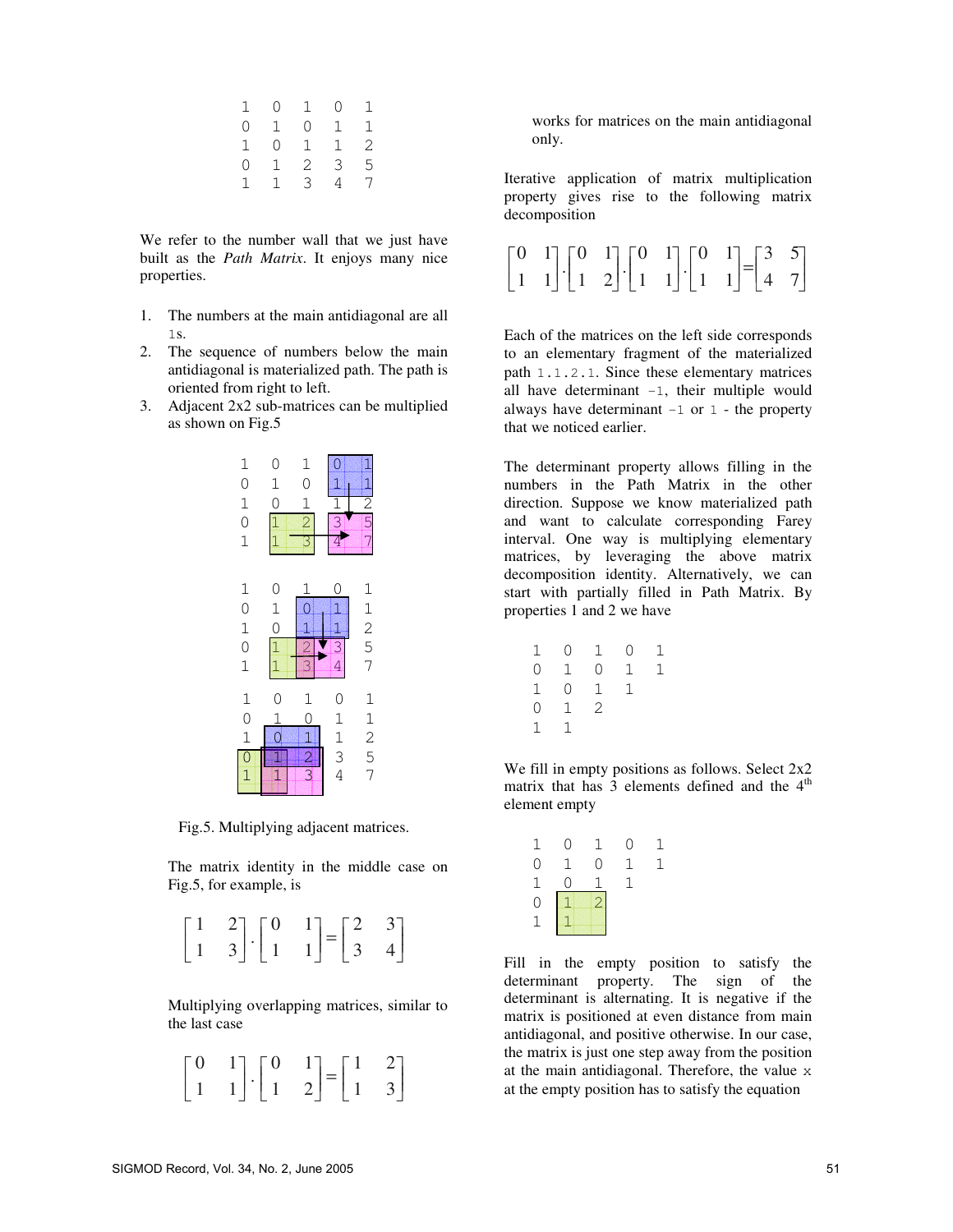```
1  0  1  0  1
0  1  0  1  1
1  0  1  1  2
0  1  2  3  5
1  1  3  4  7
```

We refer to the number wall that we just have built as the *Path Matrix*. It enjoys many nice properties.

1. The numbers at the main antidiagonal are all `1`s.
2. The sequence of numbers below the main antidiagonal is materialized path. The path is oriented from right to left.
3. Adjacent 2x2 sub-matrices can be multiplied as shown on Fig.5

```
1  0  1  0  1
0  1  0  1  1
1  0  1  1  2
0  1  2  3  5
1  1  3  4  7
```

```
1  0  1  0  1
0  1  0  1  1
1  0  1  1  2
0  1  2  3  5
1  1  3  4  7
```

```
1  0  1  0  1
0  1  0  1  1
1  0  1  1  2
0  1  2  3  5
1  1  3  4  7
```

Fig.5. Multiplying adjacent matrices.

The matrix identity in the middle case on Fig.5, for example, is

$$\begin{bmatrix} 1 & 2 \\ 1 & 3 \end{bmatrix} \cdot \begin{bmatrix} 0 & 1 \\ 1 & 1 \end{bmatrix} = \begin{bmatrix} 2 & 3 \\ 3 & 4 \end{bmatrix}$$

Multiplying overlapping matrices, similar to the last case

$$\begin{bmatrix} 0 & 1 \\ 1 & 1 \end{bmatrix} \cdot \begin{bmatrix} 0 & 1 \\ 1 & 2 \end{bmatrix} = \begin{bmatrix} 1 & 2 \\ 1 & 3 \end{bmatrix}$$

works for matrices on the main antidiagonal only.

Iterative application of matrix multiplication property gives rise to the following matrix decomposition

$$\begin{bmatrix} 0 & 1 \\ 1 & 1 \end{bmatrix} \cdot \begin{bmatrix} 0 & 1 \\ 1 & 2 \end{bmatrix} \cdot \begin{bmatrix} 0 & 1 \\ 1 & 1 \end{bmatrix} \cdot \begin{bmatrix} 0 & 1 \\ 1 & 1 \end{bmatrix} = \begin{bmatrix} 3 & 5 \\ 4 & 7 \end{bmatrix}$$

Each of the matrices on the left side corresponds to an elementary fragment of the materialized path `1.1.2.1`. Since these elementary matrices all have determinant `-1`, their multiple would always have determinant `-1` or `1` - the property that we noticed earlier.

The determinant property allows filling in the numbers in the Path Matrix in the other direction. Suppose we know materialized path and want to calculate corresponding Farey interval. One way is multiplying elementary matrices, by leveraging the above matrix decomposition identity. Alternatively, we can start with partially filled in Path Matrix. By properties 1 and 2 we have

```
1  0  1  0  1
0  1  0  1  1
1  0  1  1
0  1  2
1  1
```

We fill in empty positions as follows. Select 2x2 matrix that has 3 elements defined and the 4th element empty

```
1  0  1  0  1
0  1  0  1  1
1  0  1  1
0  1  2
1  1
```

Fill in the empty position to satisfy the determinant property. The sign of the determinant is alternating. It is negative if the matrix is positioned at even distance from main antidiagonal, and positive otherwise. In our case, the matrix is just one step away from the position at the main antidiagonal. Therefore, the value `x` at the empty position has to satisfy the equation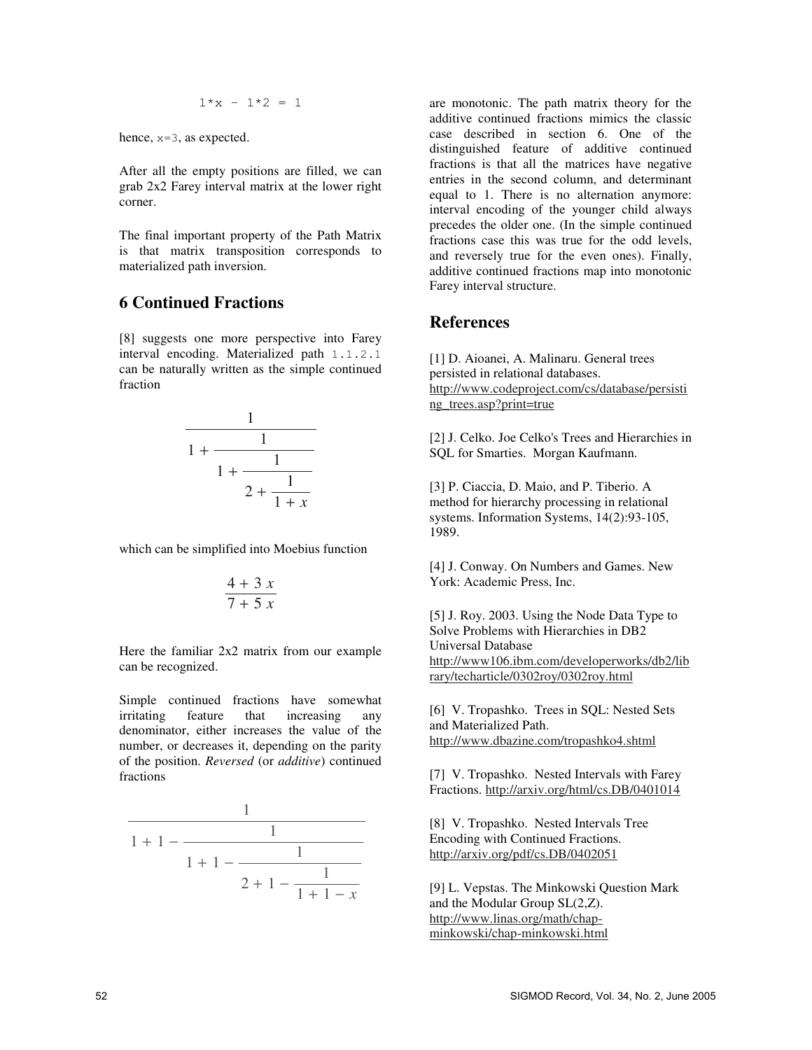```
1*x - 1*2 = 1
```

hence, `x=3`, as expected.

After all the empty positions are filled, we can grab 2x2 Farey interval matrix at the lower right corner.

The final important property of the Path Matrix is that matrix transposition corresponds to materialized path inversion.

## 6 Continued Fractions

[8] suggests one more perspective into Farey interval encoding. Materialized path `1.1.2.1` can be naturally written as the simple continued fraction

$$\cfrac{1}{1+\cfrac{1}{1+\cfrac{1}{2+\cfrac{1}{1+x}}}}$$

which can be simplified into Moebius function

$$\frac{4+3\,x}{7+5\,x}$$

Here the familiar 2x2 matrix from our example can be recognized.

Simple continued fractions have somewhat irritating feature that increasing any denominator, either increases the value of the number, or decreases it, depending on the parity of the position. *Reversed* (or *additive*) continued fractions

$$\cfrac{1}{1+1-\cfrac{1}{1+1-\cfrac{1}{2+1-\cfrac{1}{1+1-x}}}}$$

are monotonic. The path matrix theory for the additive continued fractions mimics the classic case described in section 6. One of the distinguished feature of additive continued fractions is that all the matrices have negative entries in the second column, and determinant equal to 1. There is no alternation anymore: interval encoding of the younger child always precedes the older one. (In the simple continued fractions case this was true for the odd levels, and reversely true for the even ones). Finally, additive continued fractions map into monotonic Farey interval structure.

## References

[1] D. Aioanei, A. Malinaru. General trees persisted in relational databases. http://www.codeproject.com/cs/database/persisting_trees.asp?print=true

[2] J. Celko. Joe Celko's Trees and Hierarchies in SQL for Smarties. Morgan Kaufmann.

[3] P. Ciaccia, D. Maio, and P. Tiberio. A method for hierarchy processing in relational systems. Information Systems, 14(2):93-105, 1989.

[4] J. Conway. On Numbers and Games. New York: Academic Press, Inc.

[5] J. Roy. 2003. Using the Node Data Type to Solve Problems with Hierarchies in DB2 Universal Database http://www106.ibm.com/developerworks/db2/library/techarticle/0302roy/0302roy.html

[6] V. Tropashko. Trees in SQL: Nested Sets and Materialized Path. http://www.dbazine.com/tropashko4.shtml

[7] V. Tropashko. Nested Intervals with Farey Fractions. http://arxiv.org/html/cs.DB/0401014

[8] V. Tropashko. Nested Intervals Tree Encoding with Continued Fractions. http://arxiv.org/pdf/cs.DB/0402051

[9] L. Vepstas. The Minkowski Question Mark and the Modular Group SL(2,Z). http://www.linas.org/math/chap-minkowski/chap-minkowski.html